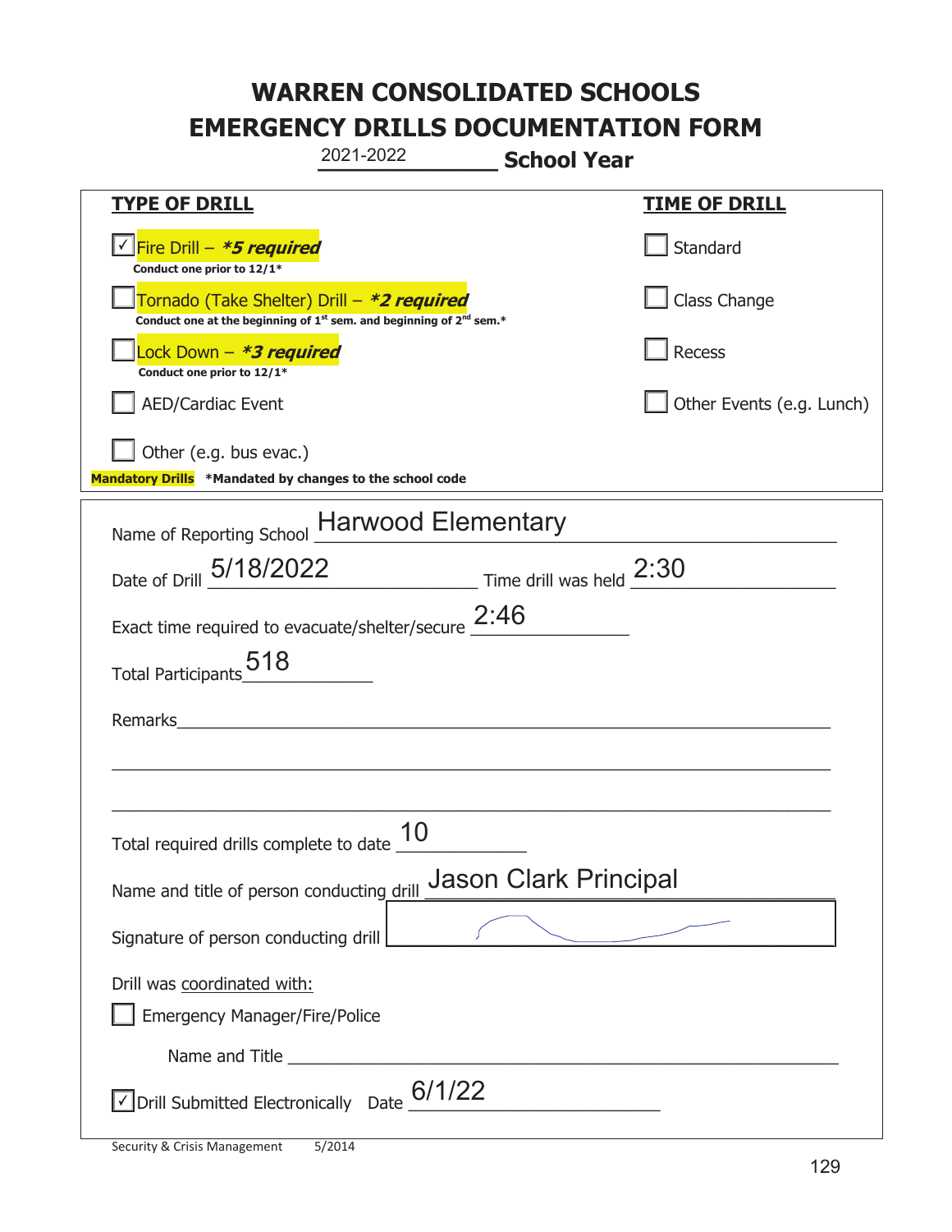# WARREN CONSOLIDATED SCHOOLS
# EMERGENCY DRILLS DOCUMENTATION FORM

2021-2022 **School Year**

| TYPE OF DRILL | TIME OF DRILL |
|---|---|
| ☑ Fire Drill – ***5 required*** Conduct one prior to 12/1* | ☐ Standard |
| ☐ Tornado (Take Shelter) Drill – ***2 required*** Conduct one at the beginning of 1st sem. and beginning of 2nd sem.* | ☐ Class Change |
| ☐ Lock Down – ***3 required*** Conduct one prior to 12/1* | ☐ Recess |
| ☐ AED/Cardiac Event | ☐ Other Events (e.g. Lunch) |
| ☐ Other (e.g. bus evac.) | |

**Mandatory Drills** *Mandated by changes to the school code

Name of Reporting School: Harwood Elementary

Date of Drill: 5/18/2022 Time drill was held: 2:30

Exact time required to evacuate/shelter/secure: 2:46

Total Participants: 518

Remarks: ______________________________

Total required drills complete to date: 10

Name and title of person conducting drill: Jason Clark Principal

Signature of person conducting drill: [signature]

Drill was coordinated with:

☐ Emergency Manager/Fire/Police

Name and Title ______________________________

☑ Drill Submitted Electronically Date: 6/1/22

Security & Crisis Management 5/2014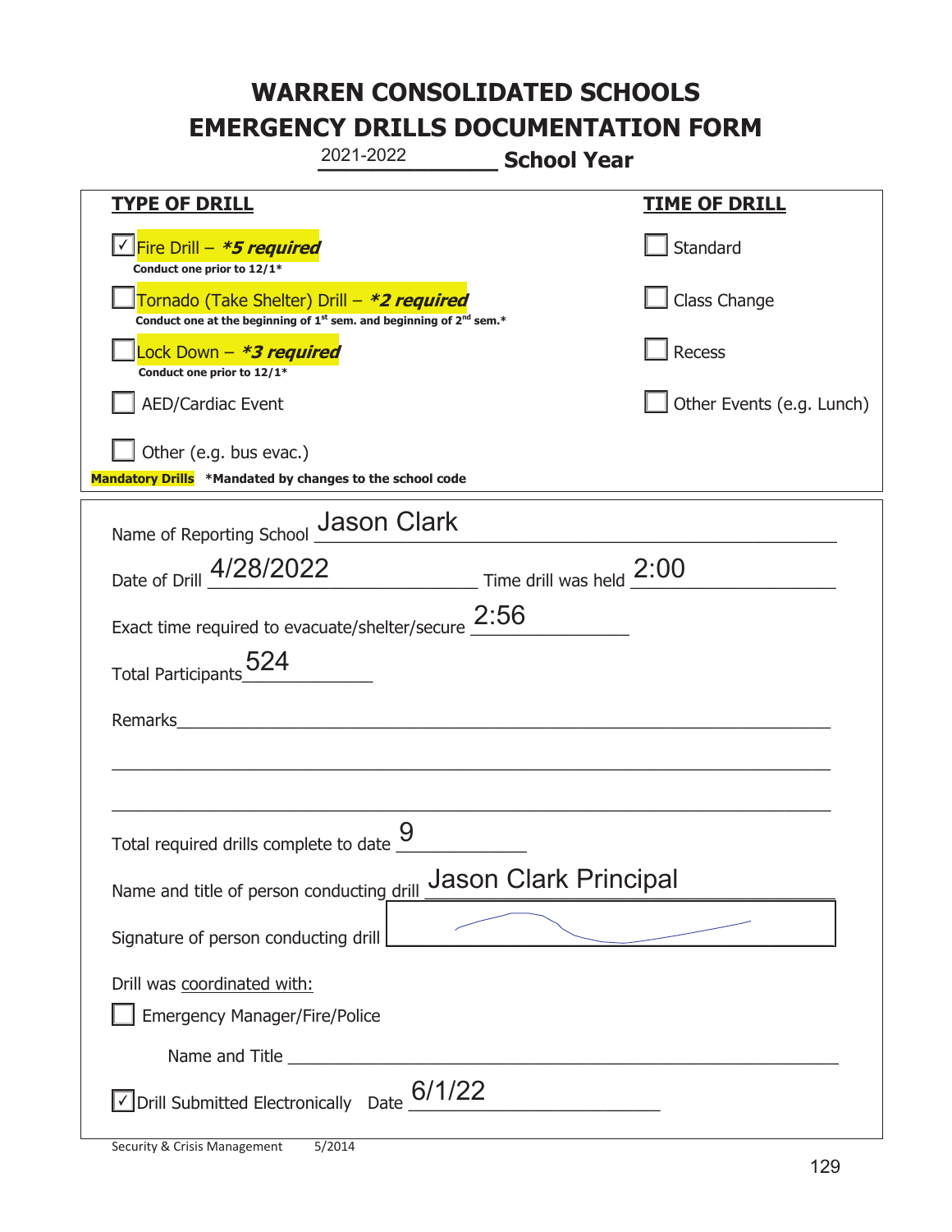# WARREN CONSOLIDATED SCHOOLS
# EMERGENCY DRILLS DOCUMENTATION FORM

2021-2022 **School Year**

| **TYPE OF DRILL** | **TIME OF DRILL** |
|---|---|
| ☑ Fire Drill – ***5 required*** <br> **Conduct one prior to 12/1*** | ☐ Standard |
| ☐ Tornado (Take Shelter) Drill – ***2 required*** <br> **Conduct one at the beginning of 1st sem. and beginning of 2nd sem.*** | ☐ Class Change |
| ☐ Lock Down – ***3 required*** <br> **Conduct one prior to 12/1*** | ☐ Recess |
| ☐ AED/Cardiac Event | ☐ Other Events (e.g. Lunch) |
| ☐ Other (e.g. bus evac.) | |

**Mandatory Drills** **\*Mandated by changes to the school code**

Name of Reporting School: Jason Clark

Date of Drill: 4/28/2022 Time drill was held: 2:00

Exact time required to evacuate/shelter/secure: 2:56

Total Participants: 524

Remarks: ______________________________

Total required drills complete to date: 9

Name and title of person conducting drill: Jason Clark Principal

Signature of person conducting drill: [signature]

Drill was coordinated with:

☐ Emergency Manager/Fire/Police

Name and Title ______________________________

☑ Drill Submitted Electronically Date: 6/1/22

Security & Crisis Management 5/2014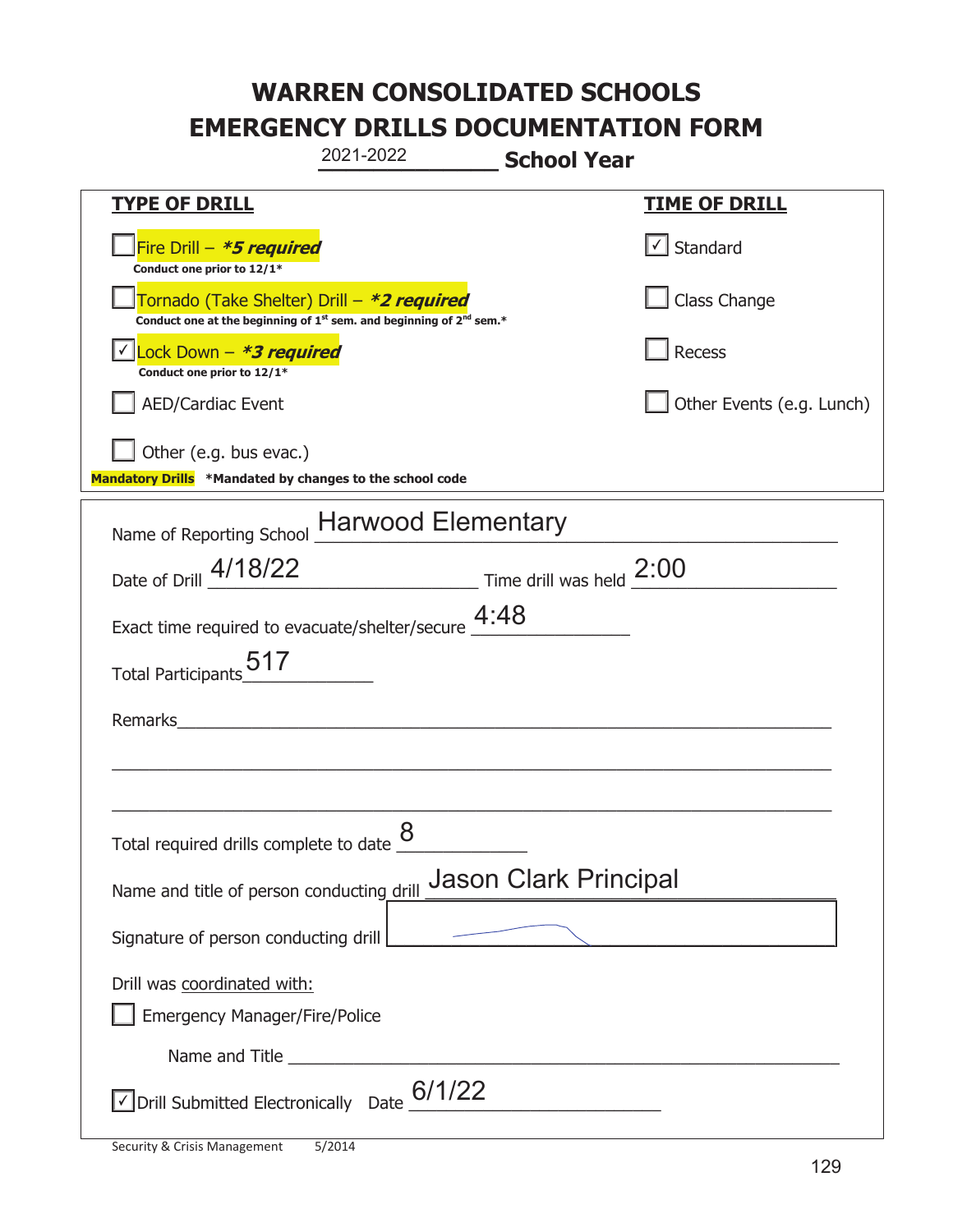# WARREN CONSOLIDATED SCHOOLS
# EMERGENCY DRILLS DOCUMENTATION FORM

2021-2022 **School Year**

| **TYPE OF DRILL** | **TIME OF DRILL** |
|---|---|
| ☐ Fire Drill – ***5 required*** <br> **Conduct one prior to 12/1*** | ☑ Standard |
| ☐ Tornado (Take Shelter) Drill – ***2 required*** <br> **Conduct one at the beginning of 1st sem. and beginning of 2nd sem.*** | ☐ Class Change |
| ☑ Lock Down – ***3 required*** <br> **Conduct one prior to 12/1*** | ☐ Recess |
| ☐ AED/Cardiac Event | ☐ Other Events (e.g. Lunch) |
| ☐ Other (e.g. bus evac.) | |

**Mandatory Drills** **Mandated by changes to the school code*

Name of Reporting School: Harwood Elementary

Date of Drill: 4/18/22 Time drill was held: 2:00

Exact time required to evacuate/shelter/secure: 4:48

Total Participants: 517

Remarks: ______________________________

Total required drills complete to date: 8

Name and title of person conducting drill: Jason Clark Principal

Signature of person conducting drill: [signature]

Drill was coordinated with:

☐ Emergency Manager/Fire/Police

Name and Title ______________________________

☑ Drill Submitted Electronically Date: 6/1/22

Security & Crisis Management 5/2014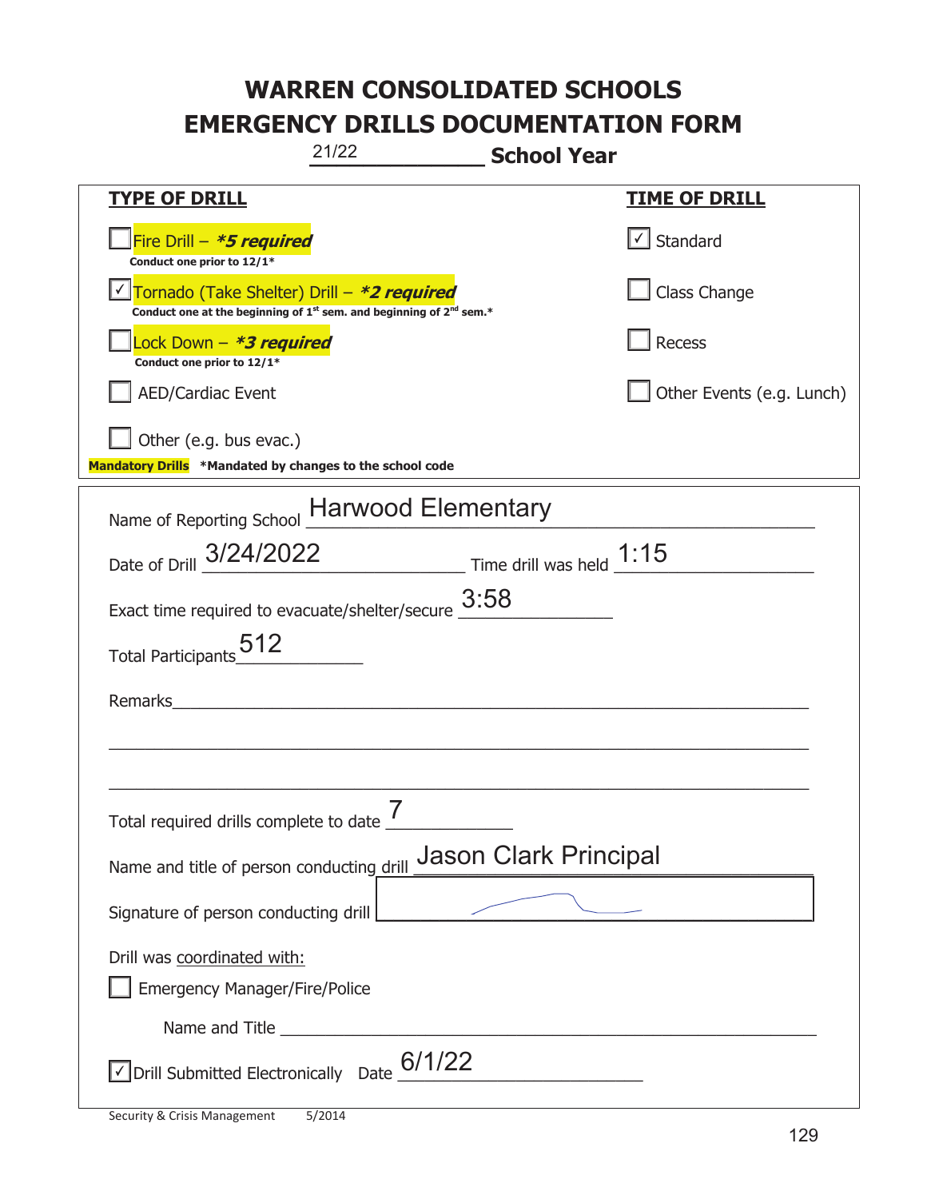# WARREN CONSOLIDATED SCHOOLS
# EMERGENCY DRILLS DOCUMENTATION FORM

21/22 **School Year**

| **TYPE OF DRILL** | **TIME OF DRILL** |
|---|---|
| ☐ Fire Drill – ***5 required***<br>**Conduct one prior to 12/1*** | ☑ Standard |
| ☑ Tornado (Take Shelter) Drill – ***2 required***<br>**Conduct one at the beginning of 1st sem. and beginning of 2nd sem.*** | ☐ Class Change |
| ☐ Lock Down – ***3 required***<br>**Conduct one prior to 12/1*** | ☐ Recess |
| ☐ AED/Cardiac Event | ☐ Other Events (e.g. Lunch) |
| ☐ Other (e.g. bus evac.) | |

**Mandatory Drills** ***Mandated by changes to the school code**

Name of Reporting School: Harwood Elementary

Date of Drill: 3/24/2022 Time drill was held: 1:15

Exact time required to evacuate/shelter/secure: 3:58

Total Participants: 512

Remarks: ______________________________

Total required drills complete to date: 7

Name and title of person conducting drill: Jason Clark Principal

Signature of person conducting drill: [signature]

Drill was coordinated with:

☐ Emergency Manager/Fire/Police

Name and Title ______________________________

☑ Drill Submitted Electronically Date: 6/1/22

Security & Crisis Management 5/2014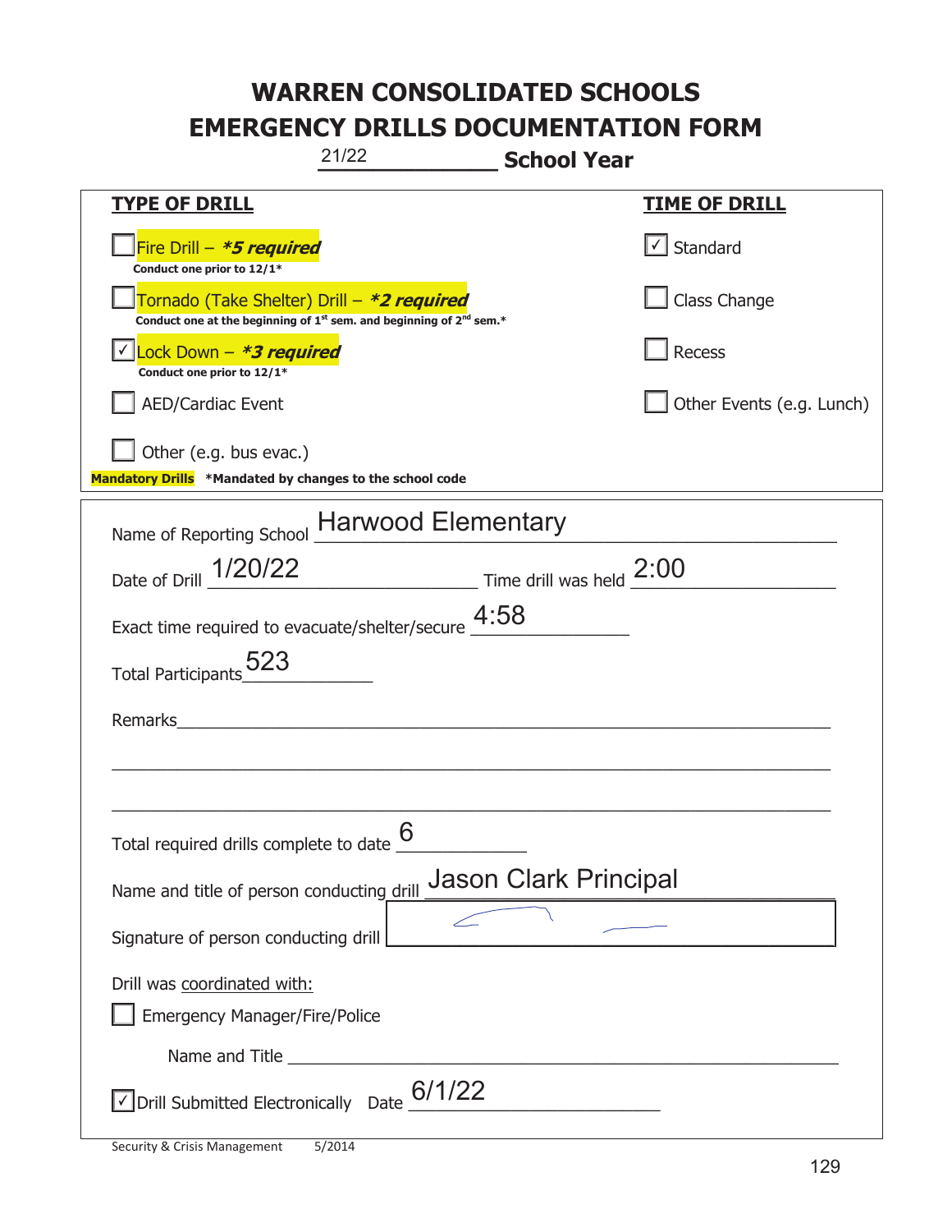# WARREN CONSOLIDATED SCHOOLS
# EMERGENCY DRILLS DOCUMENTATION FORM

21/22 **School Year**

| **TYPE OF DRILL** | **TIME OF DRILL** |
|---|---|
| ☐ Fire Drill – ***5 required** <br> **Conduct one prior to 12/1*** | ☑ Standard |
| ☐ Tornado (Take Shelter) Drill – ***2 required** <br> **Conduct one at the beginning of 1st sem. and beginning of 2nd sem.*** | ☐ Class Change |
| ☑ Lock Down – ***3 required** <br> **Conduct one prior to 12/1*** | ☐ Recess |
| ☐ AED/Cardiac Event | ☐ Other Events (e.g. Lunch) |
| ☐ Other (e.g. bus evac.) | |

**Mandatory Drills** ***Mandated by changes to the school code**

Name of Reporting School: Harwood Elementary

Date of Drill: 1/20/22 Time drill was held: 2:00

Exact time required to evacuate/shelter/secure: 4:58

Total Participants: 523

Remarks: ______________________________

Total required drills complete to date: 6

Name and title of person conducting drill: Jason Clark Principal

Signature of person conducting drill: [signature]

Drill was coordinated with:

☐ Emergency Manager/Fire/Police

Name and Title ______________________________

☑ Drill Submitted Electronically Date: 6/1/22

Security & Crisis Management 5/2014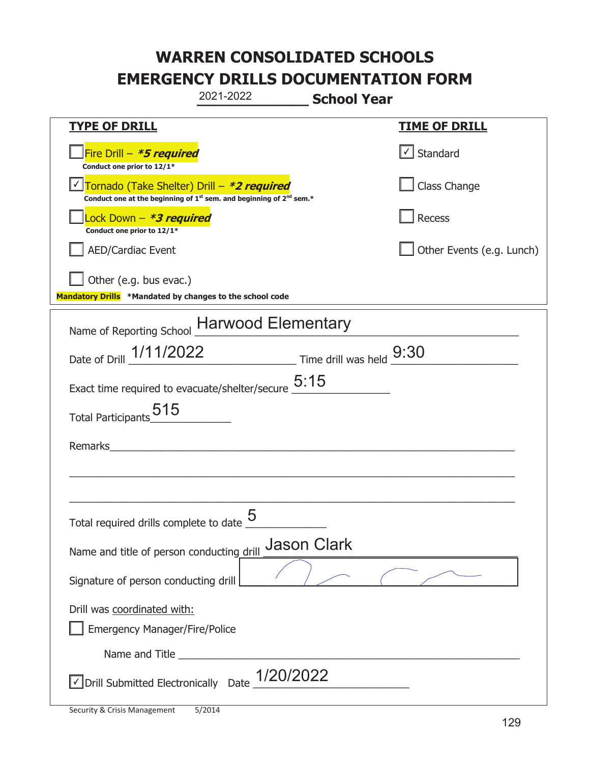# WARREN CONSOLIDATED SCHOOLS
# EMERGENCY DRILLS DOCUMENTATION FORM

2021-2022 **School Year**

| **TYPE OF DRILL** | **TIME OF DRILL** |
|---|---|
| ☐ Fire Drill – ***5 required*** <br> **Conduct one prior to 12/1*** | ☑ Standard |
| ☑ Tornado (Take Shelter) Drill – ***2 required*** <br> **Conduct one at the beginning of 1st sem. and beginning of 2nd sem.*** | ☐ Class Change |
| ☐ Lock Down – ***3 required*** <br> **Conduct one prior to 12/1*** | ☐ Recess |
| ☐ AED/Cardiac Event | ☐ Other Events (e.g. Lunch) |
| ☐ Other (e.g. bus evac.) | |

**Mandatory Drills** **\*Mandated by changes to the school code**

Name of Reporting School: Harwood Elementary

Date of Drill: 1/11/2022 Time drill was held: 9:30

Exact time required to evacuate/shelter/secure: 5:15

Total Participants: 515

Remarks: ______________________________

Total required drills complete to date: 5

Name and title of person conducting drill: Jason Clark

Signature of person conducting drill: [signature]

Drill was coordinated with:

☐ Emergency Manager/Fire/Police

Name and Title: ______________________________

☑ Drill Submitted Electronically Date: 1/20/2022

Security & Crisis Management 5/2014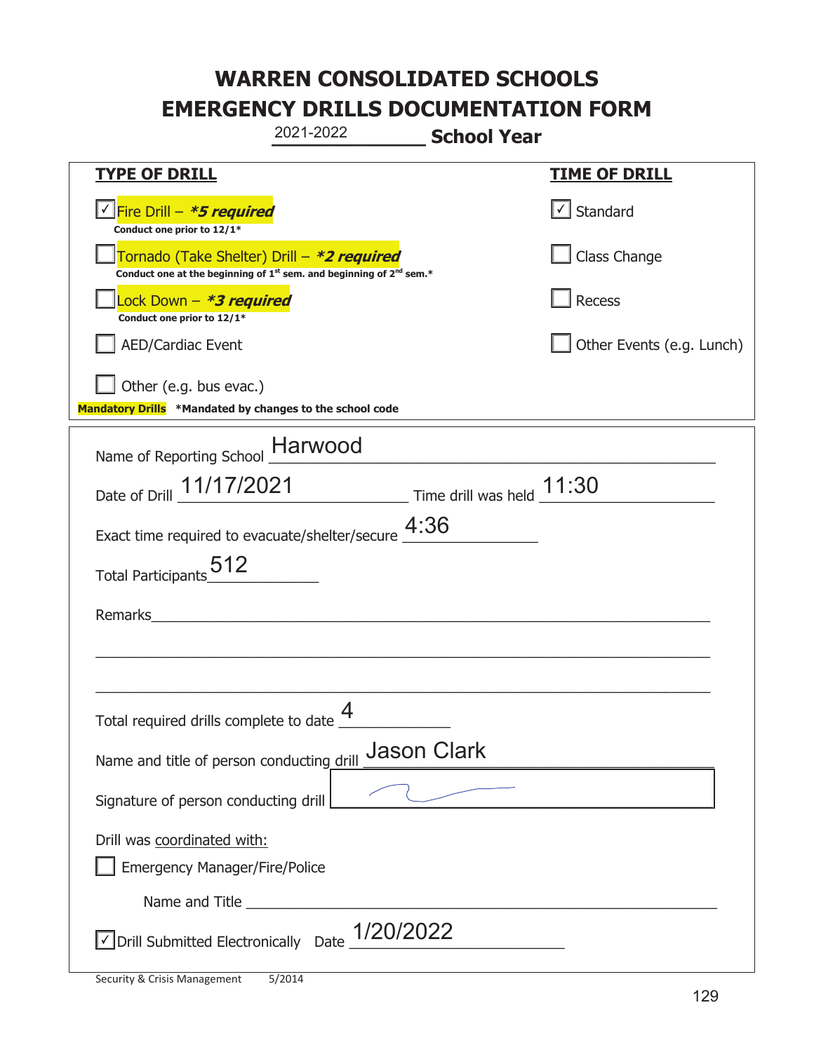# WARREN CONSOLIDATED SCHOOLS
# EMERGENCY DRILLS DOCUMENTATION FORM

2021-2022 **School Year**

| TYPE OF DRILL | TIME OF DRILL |
|---|---|
| ☑ Fire Drill – ***5 required*** <br> **Conduct one prior to 12/1*** | ☑ Standard |
| ☐ Tornado (Take Shelter) Drill – ***2 required*** <br> **Conduct one at the beginning of 1st sem. and beginning of 2nd sem.*** | ☐ Class Change |
| ☐ Lock Down – ***3 required*** <br> **Conduct one prior to 12/1*** | ☐ Recess |
| ☐ AED/Cardiac Event | ☐ Other Events (e.g. Lunch) |
| ☐ Other (e.g. bus evac.) | |

**Mandatory Drills** **\*Mandated by changes to the school code**

Name of Reporting School: Harwood

Date of Drill: 11/17/2021 Time drill was held: 11:30

Exact time required to evacuate/shelter/secure: 4:36

Total Participants: 512

Remarks: ______________________________

Total required drills complete to date: 4

Name and title of person conducting drill: Jason Clark

Signature of person conducting drill: [signature]

Drill was coordinated with:

☐ Emergency Manager/Fire/Police

Name and Title ______________________________

☑ Drill Submitted Electronically Date: 1/20/2022

Security & Crisis Management 5/2014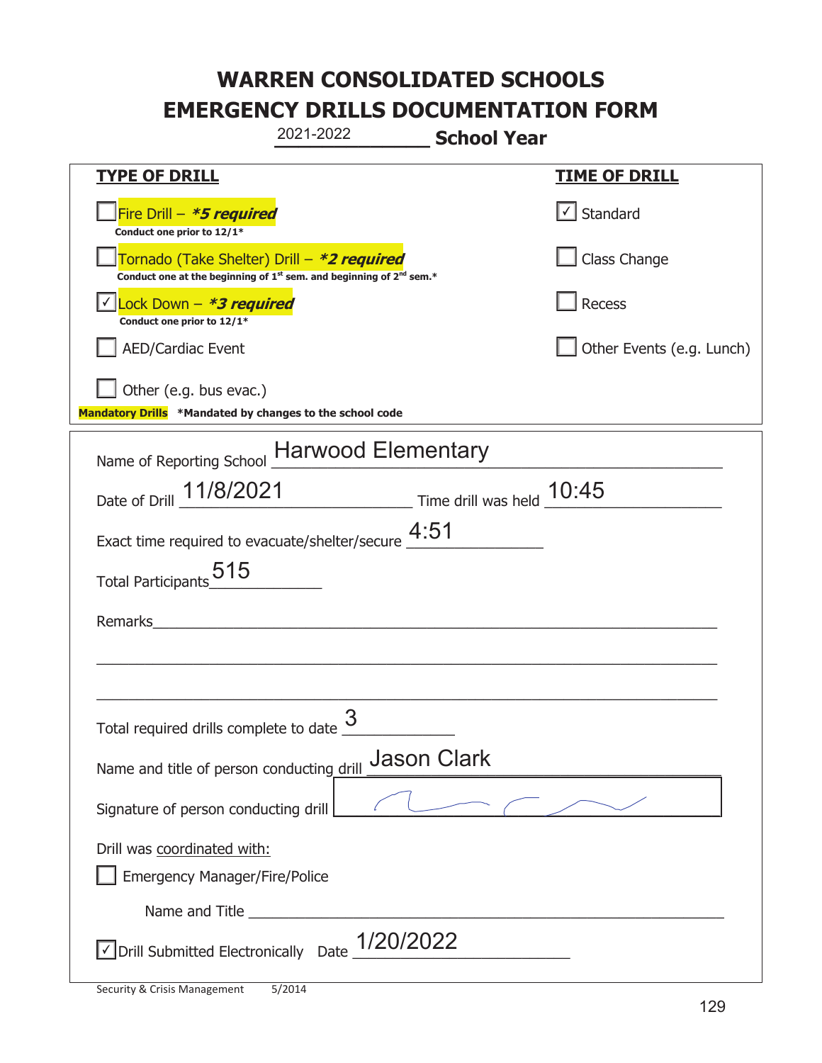# WARREN CONSOLIDATED SCHOOLS
# EMERGENCY DRILLS DOCUMENTATION FORM

2021-2022 **School Year**

| **TYPE OF DRILL** | **TIME OF DRILL** |
|---|---|
| ☐ Fire Drill – ***5 required*** <br> **Conduct one prior to 12/1*** | ☑ Standard |
| ☐ Tornado (Take Shelter) Drill – ***2 required*** <br> **Conduct one at the beginning of 1st sem. and beginning of 2nd sem.*** | ☐ Class Change |
| ☑ Lock Down – ***3 required*** <br> **Conduct one prior to 12/1*** | ☐ Recess |
| ☐ AED/Cardiac Event | ☐ Other Events (e.g. Lunch) |
| ☐ Other (e.g. bus evac.) | |

**Mandatory Drills** **\*Mandated by changes to the school code**

Name of Reporting School: Harwood Elementary

Date of Drill: 11/8/2021 Time drill was held: 10:45

Exact time required to evacuate/shelter/secure: 4:51

Total Participants: 515

Remarks: ______________________________________________

Total required drills complete to date: 3

Name and title of person conducting drill: Jason Clark

Signature of person conducting drill: [signature]

Drill was coordinated with:

☐ Emergency Manager/Fire/Police

Name and Title ______________________________________________

☑ Drill Submitted Electronically Date: 1/20/2022

Security & Crisis Management 5/2014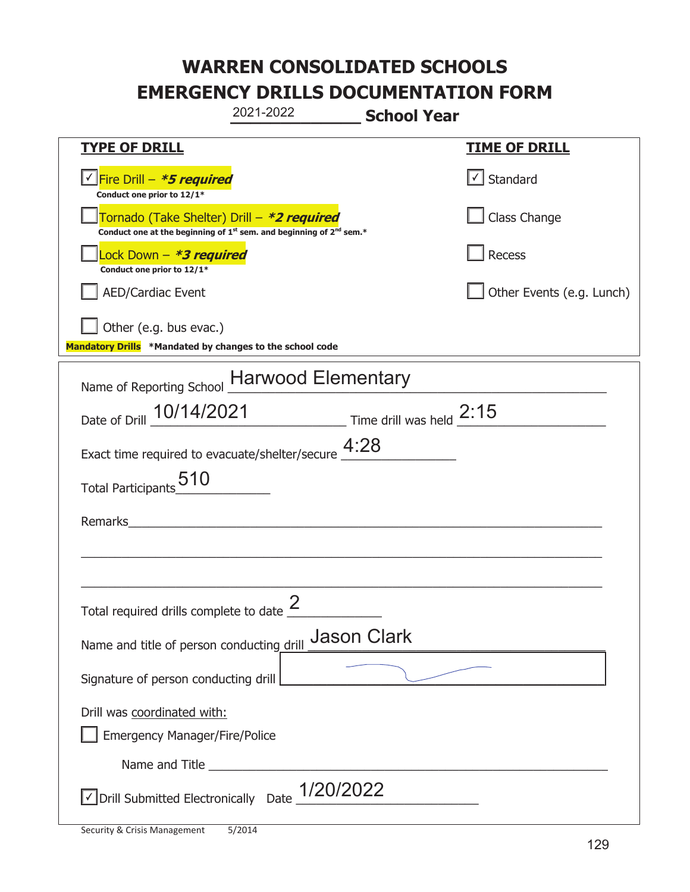# WARREN CONSOLIDATED SCHOOLS
# EMERGENCY DRILLS DOCUMENTATION FORM

2021-2022 **School Year**

| **TYPE OF DRILL** | **TIME OF DRILL** |
|---|---|
| ☑ Fire Drill – ***5 required*** Conduct one prior to 12/1* | ☑ Standard |
| ☐ Tornado (Take Shelter) Drill – ***2 required*** Conduct one at the beginning of 1st sem. and beginning of 2nd sem.* | ☐ Class Change |
| ☐ Lock Down – ***3 required*** Conduct one prior to 12/1* | ☐ Recess |
| ☐ AED/Cardiac Event | ☐ Other Events (e.g. Lunch) |
| ☐ Other (e.g. bus evac.) | |

**Mandatory Drills** ***Mandated by changes to the school code**

Name of Reporting School: Harwood Elementary

Date of Drill: 10/14/2021 Time drill was held: 2:15

Exact time required to evacuate/shelter/secure: 4:28

Total Participants: 510

Remarks: ________________________________

Total required drills complete to date: 2

Name and title of person conducting drill: Jason Clark

Signature of person conducting drill: [signature]

Drill was coordinated with:

☐ Emergency Manager/Fire/Police

Name and Title ________________________________

☑ Drill Submitted Electronically Date: 1/20/2022

Security & Crisis Management 5/2014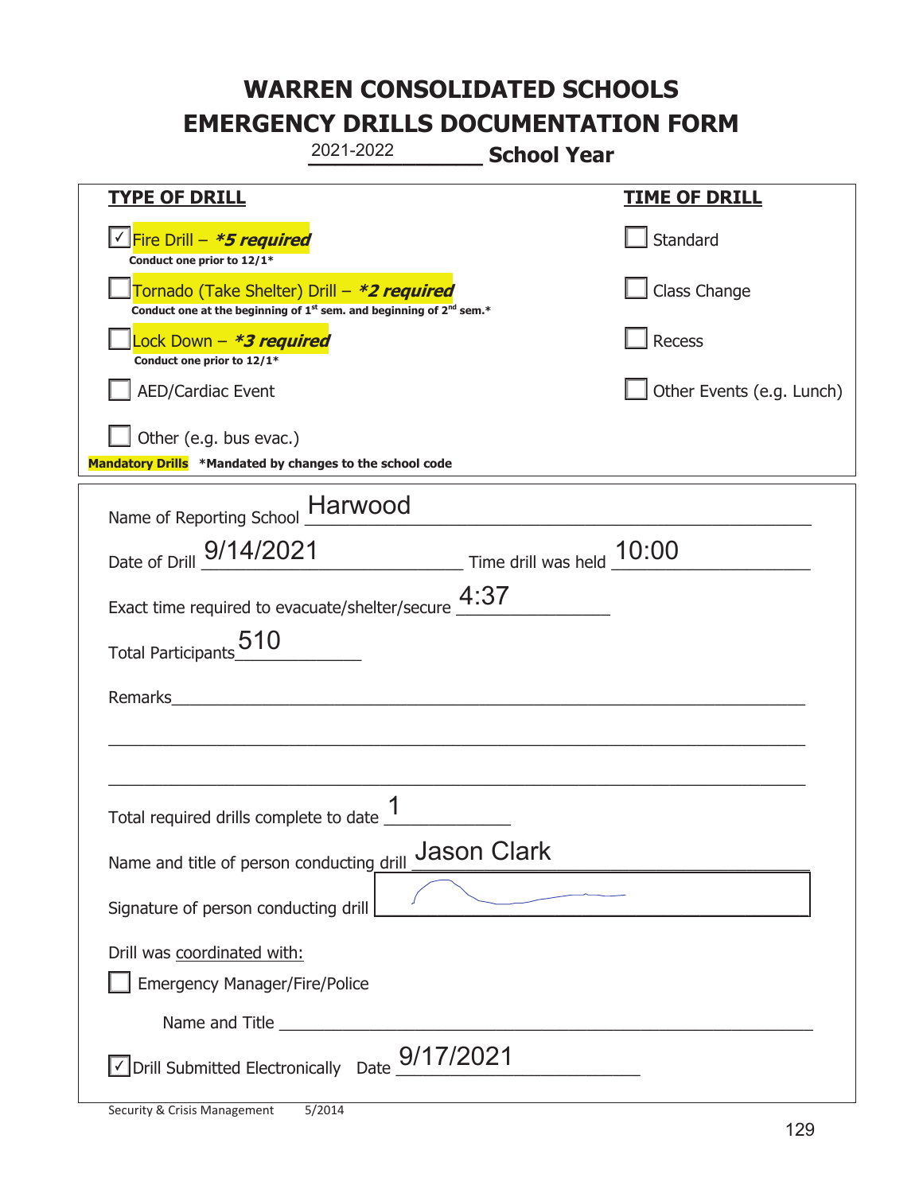# WARREN CONSOLIDATED SCHOOLS
# EMERGENCY DRILLS DOCUMENTATION FORM

2021-2022 **School Year**

| **TYPE OF DRILL** | **TIME OF DRILL** |
|---|---|
| ☑ Fire Drill – ***5 required*** <br> **Conduct one prior to 12/1*** | ☐ Standard |
| ☐ Tornado (Take Shelter) Drill – ***2 required*** <br> **Conduct one at the beginning of 1st sem. and beginning of 2nd sem.*** | ☐ Class Change |
| ☐ Lock Down – ***3 required*** <br> **Conduct one prior to 12/1*** | ☐ Recess |
| ☐ AED/Cardiac Event | ☐ Other Events (e.g. Lunch) |
| ☐ Other (e.g. bus evac.) | |

**Mandatory Drills** **\*Mandated by changes to the school code**

Name of Reporting School: Harwood

Date of Drill: 9/14/2021 Time drill was held: 10:00

Exact time required to evacuate/shelter/secure: 4:37

Total Participants: 510

Remarks: ______________________________________________

Total required drills complete to date: 1

Name and title of person conducting drill: Jason Clark

Signature of person conducting drill: [signature]

Drill was coordinated with:

☐ Emergency Manager/Fire/Police

Name and Title ______________________________________________

☑ Drill Submitted Electronically Date: 9/17/2021

Security & Crisis Management 5/2014